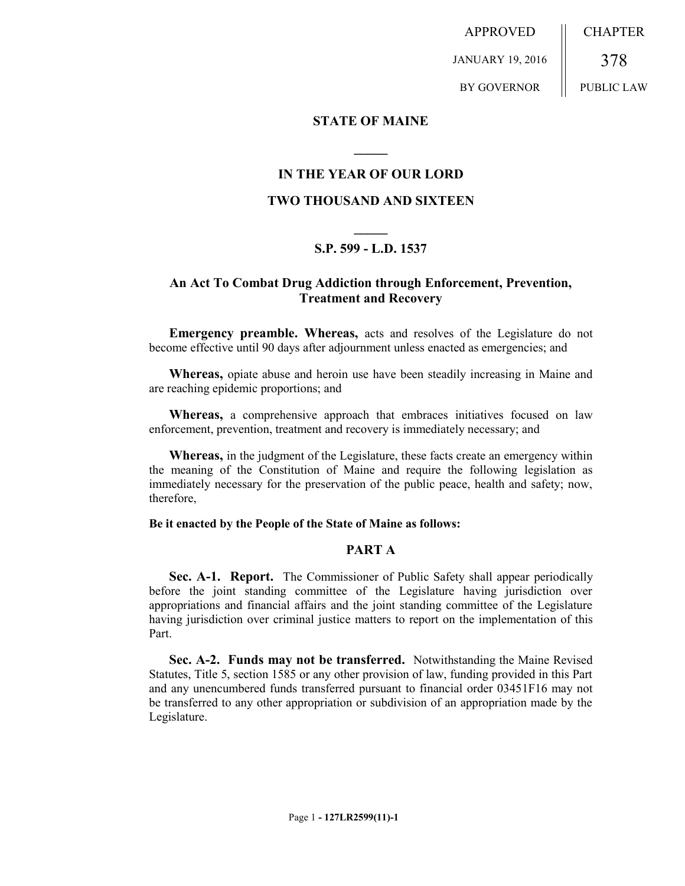APPROVED JANUARY 19, 2016 BY GOVERNOR

CHAPTER 378 PUBLIC LAW

## STATE OF MAINE

## IN THE YEAR OF OUR LORD

## TWO THOUSAND AND SIXTEEN

## S.P. 599 - L.D. 1537

## An Act To Combat Drug Addiction through Enforcement, Prevention, Treatment and Recovery

**Emergency preamble. Whereas,** acts and resolves of the Legislature do not become effective until 90 days after adjournment unless enacted as emergencies; and

**Whereas,** opiate abuse and heroin use have been steadily increasing in Maine and are reaching epidemic proportions; and

**Whereas,** a comprehensive approach that embraces initiatives focused on law enforcement, prevention, treatment and recovery is immediately necessary; and

**Whereas,** in the judgment of the Legislature, these facts create an emergency within the meaning of the Constitution of Maine and require the following legislation as immediately necessary for the preservation of the public peace, health and safety; now, therefore,

**Be it enacted by the People of the State of Maine as follows:**

## PART A

**Sec. A-1. Report.** The Commissioner of Public Safety shall appear periodically before the joint standing committee of the Legislature having jurisdiction over appropriations and financial affairs and the joint standing committee of the Legislature having jurisdiction over criminal justice matters to report on the implementation of this Part.

**Sec. A-2. Funds may not be transferred.** Notwithstanding the Maine Revised Statutes, Title 5, section 1585 or any other provision of law, funding provided in this Part and any unencumbered funds transferred pursuant to financial order 03451F16 may not be transferred to any other appropriation or subdivision of an appropriation made by the Legislature.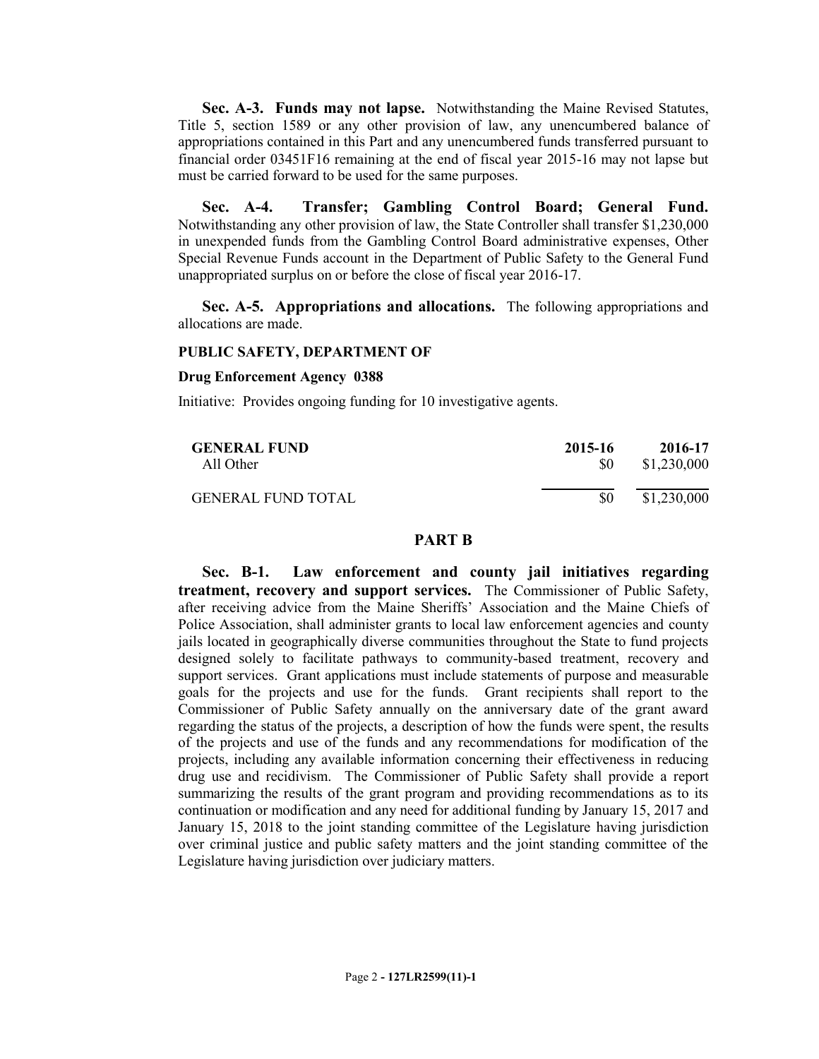**Sec. A-3. Funds may not lapse.** Notwithstanding the Maine Revised Statutes, Title 5, section 1589 or any other provision of law, any unencumbered balance of appropriations contained in this Part and any unencumbered funds transferred pursuant to financial order 03451F16 remaining at the end of fiscal year 2015-16 may not lapse but must be carried forward to be used for the same purposes.

**Sec. A-4. Transfer; Gambling Control Board; General Fund.** Notwithstanding any other provision of law, the State Controller shall transfer $1,230,000 in unexpended funds from the Gambling Control Board administrative expenses, Other Special Revenue Funds account in the Department of Public Safety to the General Fund unappropriated surplus on or before the close of fiscal year 2016-17.

**Sec. A-5. Appropriations and allocations.** The following appropriations and allocations are made.

**PUBLIC SAFETY, DEPARTMENT OF**

**Drug Enforcement Agency 0388**

Initiative: Provides ongoing funding for 10 investigative agents.

| GENERAL FUND | 2015-16 | 2016-17 |
|---|---|---|
| All Other | $0 | $1,230,000 |
| GENERAL FUND TOTAL | $0 | $1,230,000 |

## PART B

**Sec. B-1. Law enforcement and county jail initiatives regarding treatment, recovery and support services.** The Commissioner of Public Safety, after receiving advice from the Maine Sheriffs' Association and the Maine Chiefs of Police Association, shall administer grants to local law enforcement agencies and county jails located in geographically diverse communities throughout the State to fund projects designed solely to facilitate pathways to community-based treatment, recovery and support services. Grant applications must include statements of purpose and measurable goals for the projects and use for the funds. Grant recipients shall report to the Commissioner of Public Safety annually on the anniversary date of the grant award regarding the status of the projects, a description of how the funds were spent, the results of the projects and use of the funds and any recommendations for modification of the projects, including any available information concerning their effectiveness in reducing drug use and recidivism. The Commissioner of Public Safety shall provide a report summarizing the results of the grant program and providing recommendations as to its continuation or modification and any need for additional funding by January 15, 2017 and January 15, 2018 to the joint standing committee of the Legislature having jurisdiction over criminal justice and public safety matters and the joint standing committee of the Legislature having jurisdiction over judiciary matters.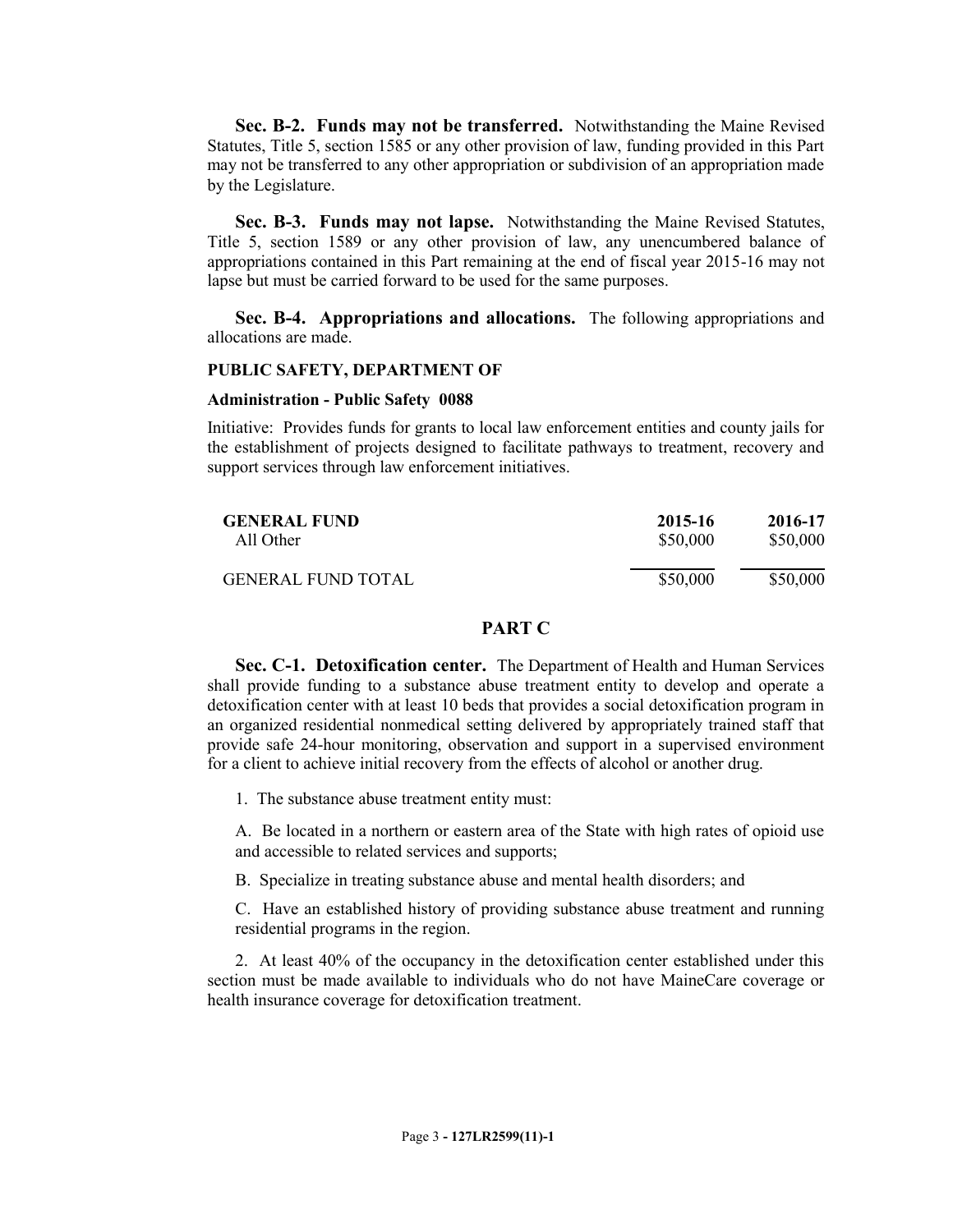**Sec. B-2. Funds may not be transferred.** Notwithstanding the Maine Revised Statutes, Title 5, section 1585 or any other provision of law, funding provided in this Part may not be transferred to any other appropriation or subdivision of an appropriation made by the Legislature.

**Sec. B-3. Funds may not lapse.** Notwithstanding the Maine Revised Statutes, Title 5, section 1589 or any other provision of law, any unencumbered balance of appropriations contained in this Part remaining at the end of fiscal year 2015-16 may not lapse but must be carried forward to be used for the same purposes.

**Sec. B-4. Appropriations and allocations.** The following appropriations and allocations are made.

**PUBLIC SAFETY, DEPARTMENT OF**

**Administration - Public Safety 0088**

Initiative: Provides funds for grants to local law enforcement entities and county jails for the establishment of projects designed to facilitate pathways to treatment, recovery and support services through law enforcement initiatives.

| **GENERAL FUND** | **2015-16** | **2016-17** |
|---|---|---|
| All Other | $50,000 | $50,000 |
| GENERAL FUND TOTAL | $50,000 | $50,000 |

## PART C

**Sec. C-1. Detoxification center.** The Department of Health and Human Services shall provide funding to a substance abuse treatment entity to develop and operate a detoxification center with at least 10 beds that provides a social detoxification program in an organized residential nonmedical setting delivered by appropriately trained staff that provide safe 24-hour monitoring, observation and support in a supervised environment for a client to achieve initial recovery from the effects of alcohol or another drug.

1. The substance abuse treatment entity must:

A. Be located in a northern or eastern area of the State with high rates of opioid use and accessible to related services and supports;

B. Specialize in treating substance abuse and mental health disorders; and

C. Have an established history of providing substance abuse treatment and running residential programs in the region.

2. At least 40% of the occupancy in the detoxification center established under this section must be made available to individuals who do not have MaineCare coverage or health insurance coverage for detoxification treatment.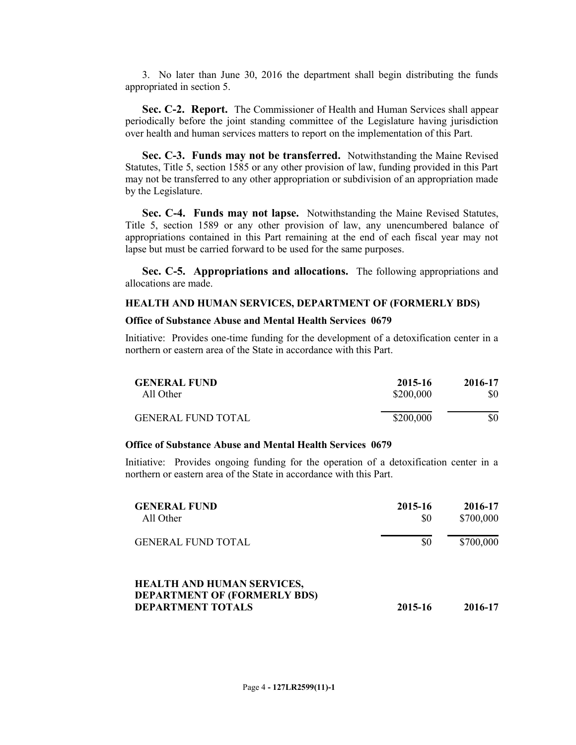3. No later than June 30, 2016 the department shall begin distributing the funds appropriated in section 5.

**Sec. C-2. Report.** The Commissioner of Health and Human Services shall appear periodically before the joint standing committee of the Legislature having jurisdiction over health and human services matters to report on the implementation of this Part.

**Sec. C-3. Funds may not be transferred.** Notwithstanding the Maine Revised Statutes, Title 5, section 1585 or any other provision of law, funding provided in this Part may not be transferred to any other appropriation or subdivision of an appropriation made by the Legislature.

**Sec. C-4. Funds may not lapse.** Notwithstanding the Maine Revised Statutes, Title 5, section 1589 or any other provision of law, any unencumbered balance of appropriations contained in this Part remaining at the end of each fiscal year may not lapse but must be carried forward to be used for the same purposes.

**Sec. C-5. Appropriations and allocations.** The following appropriations and allocations are made.

**HEALTH AND HUMAN SERVICES, DEPARTMENT OF (FORMERLY BDS)**

**Office of Substance Abuse and Mental Health Services 0679**

Initiative: Provides one-time funding for the development of a detoxification center in a northern or eastern area of the State in accordance with this Part.

| **GENERAL FUND** | **2015-16** | **2016-17** |
|---|---|---|
| All Other | $200,000 | $0 |
| GENERAL FUND TOTAL | $200,000 | $0 |

**Office of Substance Abuse and Mental Health Services 0679**

Initiative: Provides ongoing funding for the operation of a detoxification center in a northern or eastern area of the State in accordance with this Part.

| **GENERAL FUND** | **2015-16** | **2016-17** |
|---|---|---|
| All Other | $0 | $700,000 |
| GENERAL FUND TOTAL | $0 | $700,000 |

| **HEALTH AND HUMAN SERVICES, DEPARTMENT OF (FORMERLY BDS) DEPARTMENT TOTALS** | **2015-16** | **2016-17** |
|---|---|---|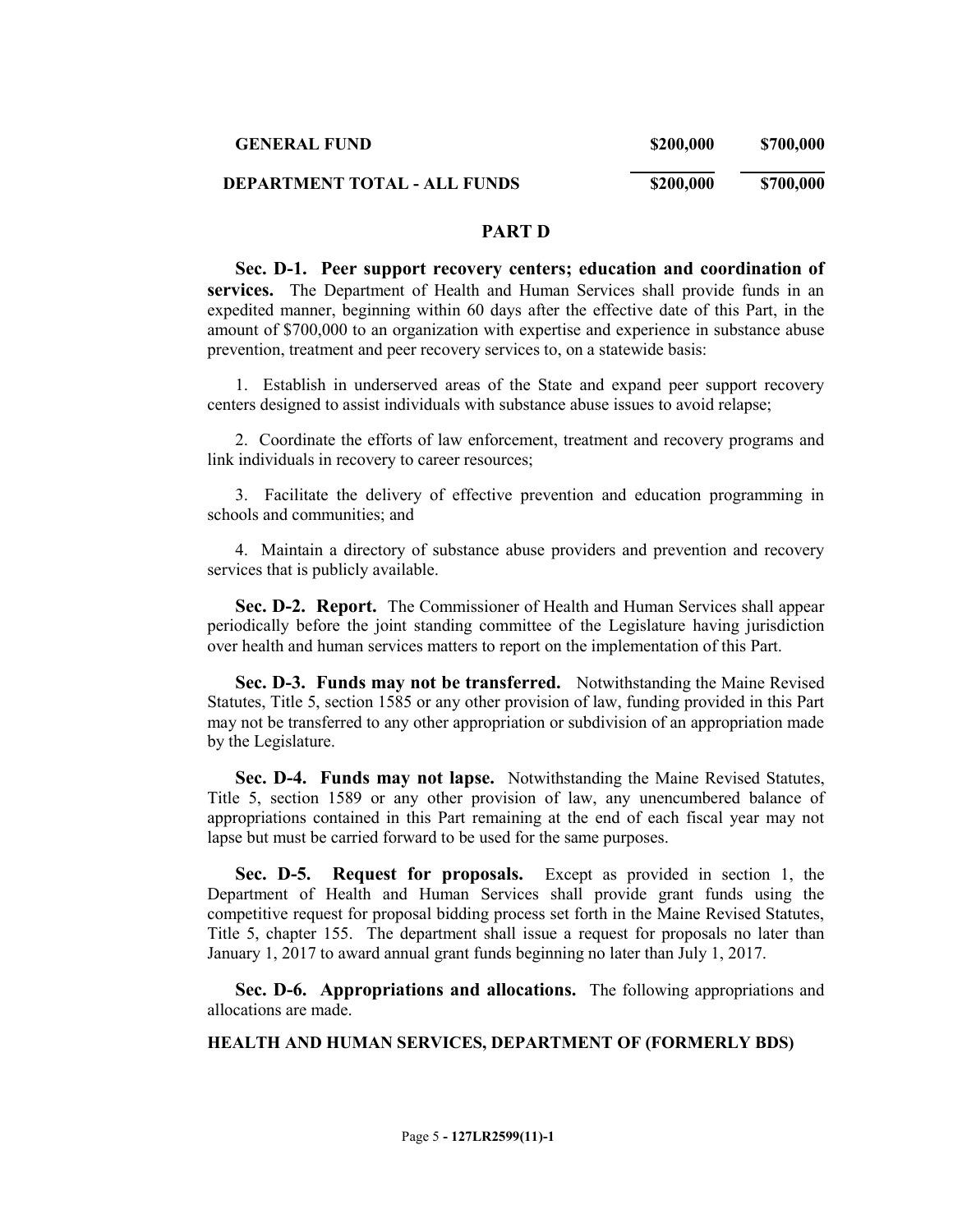| | | |
|---|---|---|
| **GENERAL FUND** | **\$200,000** | **\$700,000** |
| **DEPARTMENT TOTAL - ALL FUNDS** | **\$200,000** | **\$700,000** |

## PART D

**Sec. D-1. Peer support recovery centers; education and coordination of services.** The Department of Health and Human Services shall provide funds in an expedited manner, beginning within 60 days after the effective date of this Part, in the amount of \$700,000 to an organization with expertise and experience in substance abuse prevention, treatment and peer recovery services to, on a statewide basis:

1. Establish in underserved areas of the State and expand peer support recovery centers designed to assist individuals with substance abuse issues to avoid relapse;

2. Coordinate the efforts of law enforcement, treatment and recovery programs and link individuals in recovery to career resources;

3. Facilitate the delivery of effective prevention and education programming in schools and communities; and

4. Maintain a directory of substance abuse providers and prevention and recovery services that is publicly available.

**Sec. D-2. Report.** The Commissioner of Health and Human Services shall appear periodically before the joint standing committee of the Legislature having jurisdiction over health and human services matters to report on the implementation of this Part.

**Sec. D-3. Funds may not be transferred.** Notwithstanding the Maine Revised Statutes, Title 5, section 1585 or any other provision of law, funding provided in this Part may not be transferred to any other appropriation or subdivision of an appropriation made by the Legislature.

**Sec. D-4. Funds may not lapse.** Notwithstanding the Maine Revised Statutes, Title 5, section 1589 or any other provision of law, any unencumbered balance of appropriations contained in this Part remaining at the end of each fiscal year may not lapse but must be carried forward to be used for the same purposes.

**Sec. D-5. Request for proposals.** Except as provided in section 1, the Department of Health and Human Services shall provide grant funds using the competitive request for proposal bidding process set forth in the Maine Revised Statutes, Title 5, chapter 155. The department shall issue a request for proposals no later than January 1, 2017 to award annual grant funds beginning no later than July 1, 2017.

**Sec. D-6. Appropriations and allocations.** The following appropriations and allocations are made.

**HEALTH AND HUMAN SERVICES, DEPARTMENT OF (FORMERLY BDS)**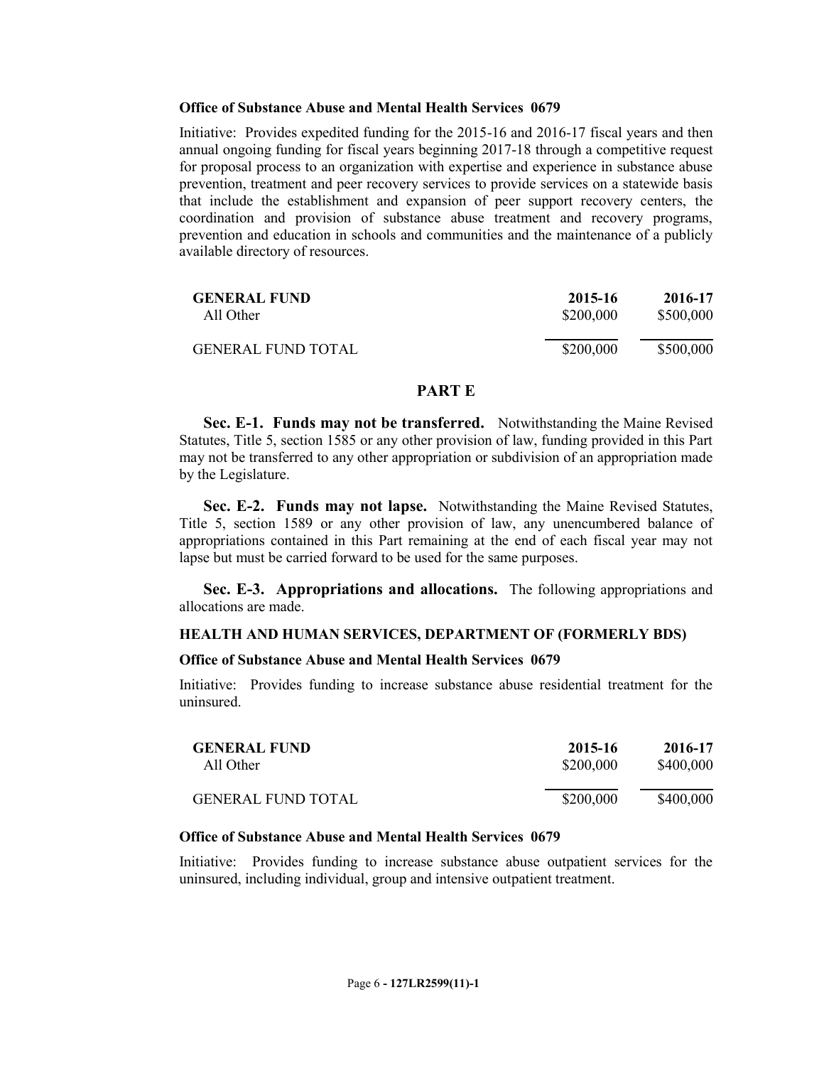**Office of Substance Abuse and Mental Health Services 0679**

Initiative: Provides expedited funding for the 2015-16 and 2016-17 fiscal years and then annual ongoing funding for fiscal years beginning 2017-18 through a competitive request for proposal process to an organization with expertise and experience in substance abuse prevention, treatment and peer recovery services to provide services on a statewide basis that include the establishment and expansion of peer support recovery centers, the coordination and provision of substance abuse treatment and recovery programs, prevention and education in schools and communities and the maintenance of a publicly available directory of resources.

| **GENERAL FUND** | **2015-16** | **2016-17** |
|---|---|---|
| All Other | $200,000 | $500,000 |
| GENERAL FUND TOTAL | $200,000 | $500,000 |

## PART E

**Sec. E-1. Funds may not be transferred.** Notwithstanding the Maine Revised Statutes, Title 5, section 1585 or any other provision of law, funding provided in this Part may not be transferred to any other appropriation or subdivision of an appropriation made by the Legislature.

**Sec. E-2. Funds may not lapse.** Notwithstanding the Maine Revised Statutes, Title 5, section 1589 or any other provision of law, any unencumbered balance of appropriations contained in this Part remaining at the end of each fiscal year may not lapse but must be carried forward to be used for the same purposes.

**Sec. E-3. Appropriations and allocations.** The following appropriations and allocations are made.

**HEALTH AND HUMAN SERVICES, DEPARTMENT OF (FORMERLY BDS)**

**Office of Substance Abuse and Mental Health Services 0679**

Initiative: Provides funding to increase substance abuse residential treatment for the uninsured.

| **GENERAL FUND** | **2015-16** | **2016-17** |
|---|---|---|
| All Other | $200,000 | $400,000 |
| GENERAL FUND TOTAL | $200,000 | $400,000 |

**Office of Substance Abuse and Mental Health Services 0679**

Initiative: Provides funding to increase substance abuse outpatient services for the uninsured, including individual, group and intensive outpatient treatment.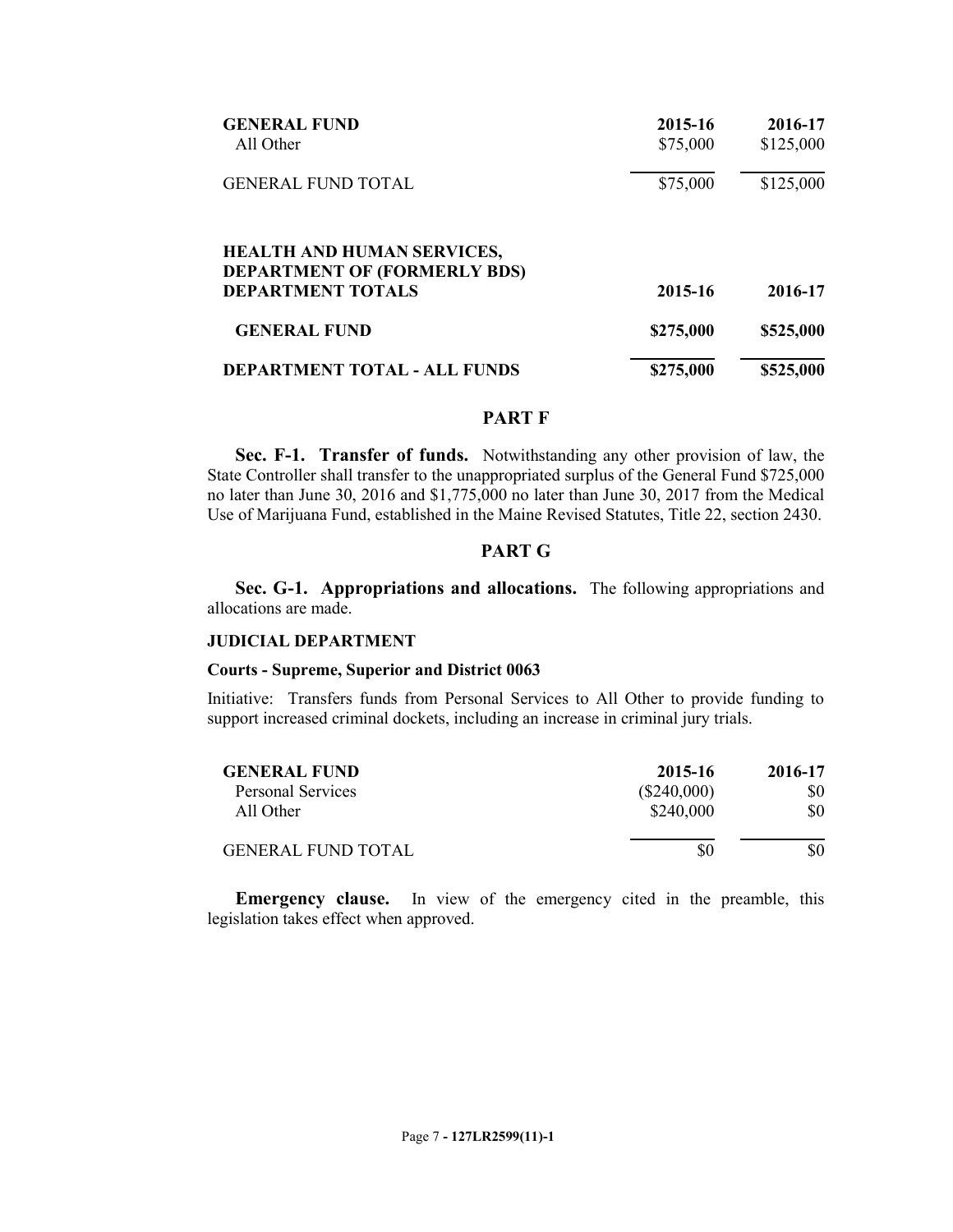| GENERAL FUND | 2015-16 | 2016-17 |
|---|---|---|
| All Other | \$75,000 | \$125,000 |
| GENERAL FUND TOTAL | \$75,000 | \$125,000 |

| HEALTH AND HUMAN SERVICES, DEPARTMENT OF (FORMERLY BDS) DEPARTMENT TOTALS | 2015-16 | 2016-17 |
|---|---|---|
| **GENERAL FUND** | **\$275,000** | **\$525,000** |
| **DEPARTMENT TOTAL - ALL FUNDS** | **\$275,000** | **\$525,000** |

## PART F

**Sec. F-1. Transfer of funds.** Notwithstanding any other provision of law, the State Controller shall transfer to the unappropriated surplus of the General Fund \$725,000 no later than June 30, 2016 and \$1,775,000 no later than June 30, 2017 from the Medical Use of Marijuana Fund, established in the Maine Revised Statutes, Title 22, section 2430.

## PART G

**Sec. G-1. Appropriations and allocations.** The following appropriations and allocations are made.

**JUDICIAL DEPARTMENT**

**Courts - Supreme, Superior and District 0063**

Initiative: Transfers funds from Personal Services to All Other to provide funding to support increased criminal dockets, including an increase in criminal jury trials.

| GENERAL FUND | 2015-16 | 2016-17 |
|---|---|---|
| Personal Services | (\$240,000) | \$0 |
| All Other | \$240,000 | \$0 |
| GENERAL FUND TOTAL | \$0 | \$0 |

**Emergency clause.** In view of the emergency cited in the preamble, this legislation takes effect when approved.